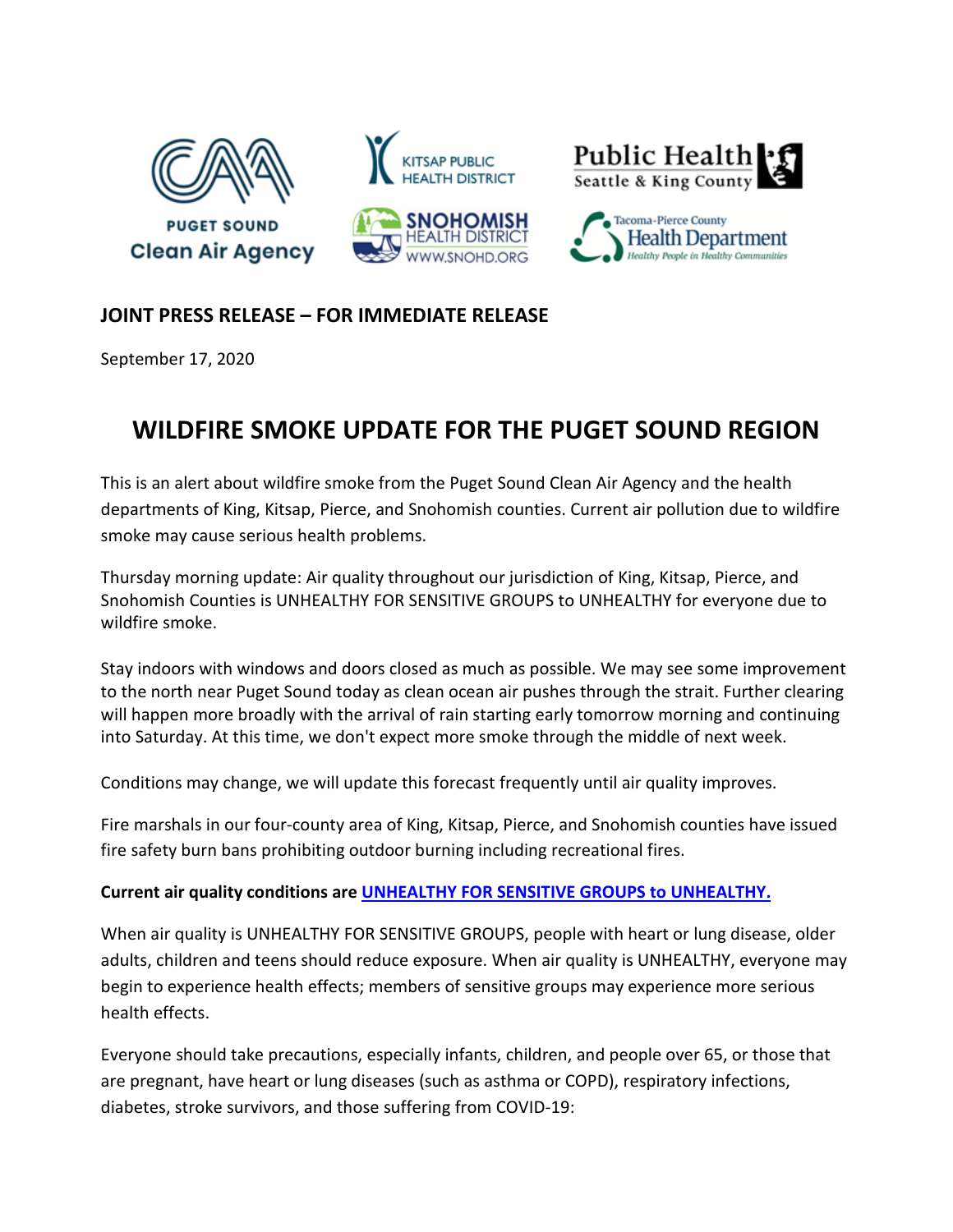PUGET SOUND Clean Air Agency

KITSAP PUBLIC HEALTH DISTRICT

SNOHOMISH HEALTH DISTRICT WWW.SNOHD.ORG

Public Health Seattle & King County

Tacoma-Pierce County Health Department Healthy People in Healthy Communities

**JOINT PRESS RELEASE – FOR IMMEDIATE RELEASE**

September 17, 2020

# WILDFIRE SMOKE UPDATE FOR THE PUGET SOUND REGION

This is an alert about wildfire smoke from the Puget Sound Clean Air Agency and the health departments of King, Kitsap, Pierce, and Snohomish counties. Current air pollution due to wildfire smoke may cause serious health problems.

Thursday morning update: Air quality throughout our jurisdiction of King, Kitsap, Pierce, and Snohomish Counties is UNHEALTHY FOR SENSITIVE GROUPS to UNHEALTHY for everyone due to wildfire smoke.

Stay indoors with windows and doors closed as much as possible. We may see some improvement to the north near Puget Sound today as clean ocean air pushes through the strait. Further clearing will happen more broadly with the arrival of rain starting early tomorrow morning and continuing into Saturday. At this time, we don't expect more smoke through the middle of next week.

Conditions may change, we will update this forecast frequently until air quality improves.

Fire marshals in our four-county area of King, Kitsap, Pierce, and Snohomish counties have issued fire safety burn bans prohibiting outdoor burning including recreational fires.

**Current air quality conditions are UNHEALTHY FOR SENSITIVE GROUPS to UNHEALTHY.**

When air quality is UNHEALTHY FOR SENSITIVE GROUPS, people with heart or lung disease, older adults, children and teens should reduce exposure. When air quality is UNHEALTHY, everyone may begin to experience health effects; members of sensitive groups may experience more serious health effects.

Everyone should take precautions, especially infants, children, and people over 65, or those that are pregnant, have heart or lung diseases (such as asthma or COPD), respiratory infections, diabetes, stroke survivors, and those suffering from COVID-19: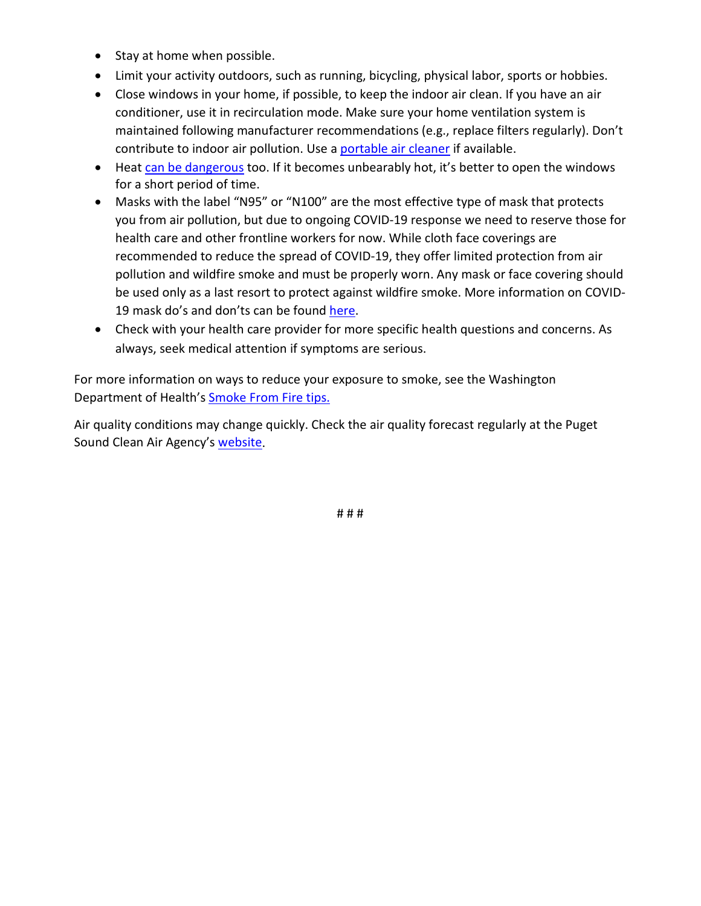- Stay at home when possible.
- Limit your activity outdoors, such as running, bicycling, physical labor, sports or hobbies.
- Close windows in your home, if possible, to keep the indoor air clean. If you have an air conditioner, use it in recirculation mode. Make sure your home ventilation system is maintained following manufacturer recommendations (e.g., replace filters regularly). Don't contribute to indoor air pollution. Use a portable air cleaner if available.
- Heat can be dangerous too. If it becomes unbearably hot, it's better to open the windows for a short period of time.
- Masks with the label "N95" or "N100" are the most effective type of mask that protects you from air pollution, but due to ongoing COVID-19 response we need to reserve those for health care and other frontline workers for now. While cloth face coverings are recommended to reduce the spread of COVID-19, they offer limited protection from air pollution and wildfire smoke and must be properly worn. Any mask or face covering should be used only as a last resort to protect against wildfire smoke. More information on COVID-19 mask do's and don'ts can be found here.
- Check with your health care provider for more specific health questions and concerns. As always, seek medical attention if symptoms are serious.

For more information on ways to reduce your exposure to smoke, see the Washington Department of Health's Smoke From Fire tips.

Air quality conditions may change quickly. Check the air quality forecast regularly at the Puget Sound Clean Air Agency's website.

# # #